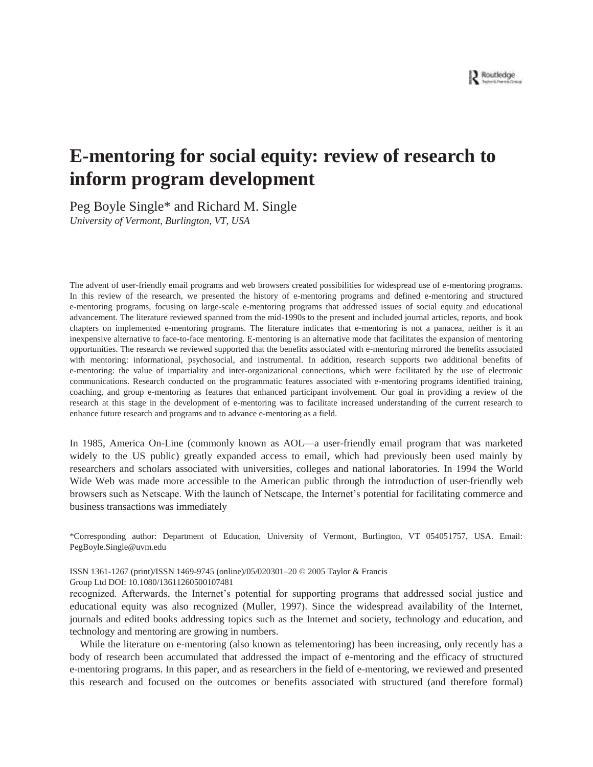# E-mentoring for social equity: review of research to inform program development

Peg Boyle Single* and Richard M. Single

*University of Vermont, Burlington, VT, USA*

The advent of user-friendly email programs and web browsers created possibilities for widespread use of e-mentoring programs. In this review of the research, we presented the history of e-mentoring programs and defined e-mentoring and structured e-mentoring programs, focusing on large-scale e-mentoring programs that addressed issues of social equity and educational advancement. The literature reviewed spanned from the mid-1990s to the present and included journal articles, reports, and book chapters on implemented e-mentoring programs. The literature indicates that e-mentoring is not a panacea, neither is it an inexpensive alternative to face-to-face mentoring. E-mentoring is an alternative mode that facilitates the expansion of mentoring opportunities. The research we reviewed supported that the benefits associated with e-mentoring mirrored the benefits associated with mentoring: informational, psychosocial, and instrumental. In addition, research supports two additional benefits of e-mentoring: the value of impartiality and inter-organizational connections, which were facilitated by the use of electronic communications. Research conducted on the programmatic features associated with e-mentoring programs identified training, coaching, and group e-mentoring as features that enhanced participant involvement. Our goal in providing a review of the research at this stage in the development of e-mentoring was to facilitate increased understanding of the current research to enhance future research and programs and to advance e-mentoring as a field.

In 1985, America On-Line (commonly known as AOL—a user-friendly email program that was marketed widely to the US public) greatly expanded access to email, which had previously been used mainly by researchers and scholars associated with universities, colleges and national laboratories. In 1994 the World Wide Web was made more accessible to the American public through the introduction of user-friendly web browsers such as Netscape. With the launch of Netscape, the Internet's potential for facilitating commerce and business transactions was immediately recognized. Afterwards, the Internet's potential for supporting programs that addressed social justice and educational equity was also recognized (Muller, 1997). Since the widespread availability of the Internet, journals and edited books addressing topics such as the Internet and society, technology and education, and technology and mentoring are growing in numbers.

While the literature on e-mentoring (also known as telementoring) has been increasing, only recently has a body of research been accumulated that addressed the impact of e-mentoring and the efficacy of structured e-mentoring programs. In this paper, and as researchers in the field of e-mentoring, we reviewed and presented this research and focused on the outcomes or benefits associated with structured (and therefore formal)

*Corresponding author: Department of Education, University of Vermont, Burlington, VT 054051757, USA. Email: PegBoyle.Single@uvm.edu

ISSN 1361-1267 (print)/ISSN 1469-9745 (online)/05/020301–20 © 2005 Taylor & Francis Group Ltd DOI: 10.1080/13611260500107481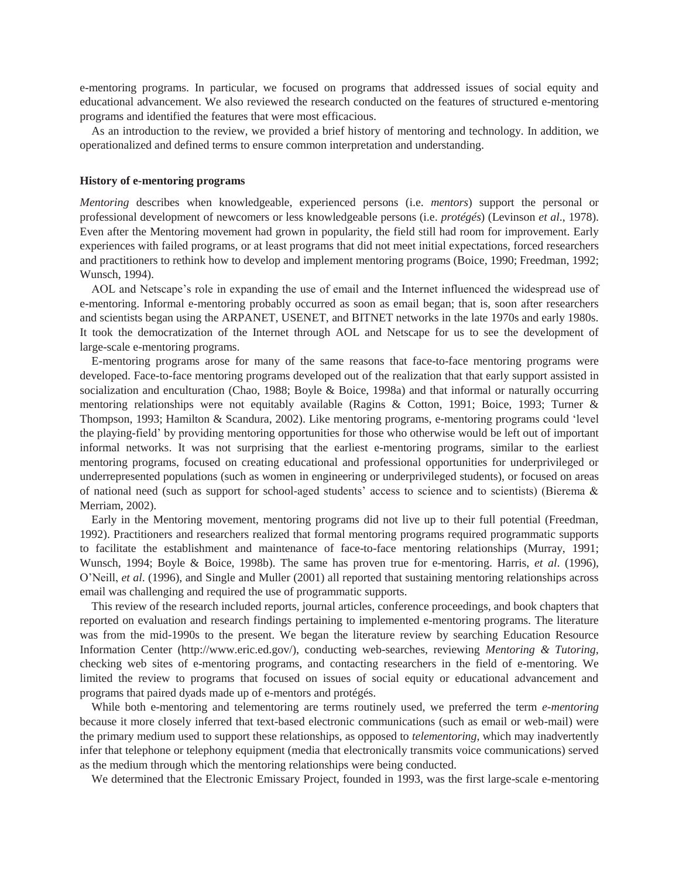e-mentoring programs. In particular, we focused on programs that addressed issues of social equity and educational advancement. We also reviewed the research conducted on the features of structured e-mentoring programs and identified the features that were most efficacious.

As an introduction to the review, we provided a brief history of mentoring and technology. In addition, we operationalized and defined terms to ensure common interpretation and understanding.

### History of e-mentoring programs

*Mentoring* describes when knowledgeable, experienced persons (i.e. *mentors*) support the personal or professional development of newcomers or less knowledgeable persons (i.e. *protégés*) (Levinson *et al*., 1978). Even after the Mentoring movement had grown in popularity, the field still had room for improvement. Early experiences with failed programs, or at least programs that did not meet initial expectations, forced researchers and practitioners to rethink how to develop and implement mentoring programs (Boice, 1990; Freedman, 1992; Wunsch, 1994).

AOL and Netscape's role in expanding the use of email and the Internet influenced the widespread use of e-mentoring. Informal e-mentoring probably occurred as soon as email began; that is, soon after researchers and scientists began using the ARPANET, USENET, and BITNET networks in the late 1970s and early 1980s. It took the democratization of the Internet through AOL and Netscape for us to see the development of large-scale e-mentoring programs.

E-mentoring programs arose for many of the same reasons that face-to-face mentoring programs were developed. Face-to-face mentoring programs developed out of the realization that that early support assisted in socialization and enculturation (Chao, 1988; Boyle & Boice, 1998a) and that informal or naturally occurring mentoring relationships were not equitably available (Ragins & Cotton, 1991; Boice, 1993; Turner & Thompson, 1993; Hamilton & Scandura, 2002). Like mentoring programs, e-mentoring programs could 'level the playing-field' by providing mentoring opportunities for those who otherwise would be left out of important informal networks. It was not surprising that the earliest e-mentoring programs, similar to the earliest mentoring programs, focused on creating educational and professional opportunities for underprivileged or underrepresented populations (such as women in engineering or underprivileged students), or focused on areas of national need (such as support for school-aged students' access to science and to scientists) (Bierema & Merriam, 2002).

Early in the Mentoring movement, mentoring programs did not live up to their full potential (Freedman, 1992). Practitioners and researchers realized that formal mentoring programs required programmatic supports to facilitate the establishment and maintenance of face-to-face mentoring relationships (Murray, 1991; Wunsch, 1994; Boyle & Boice, 1998b). The same has proven true for e-mentoring. Harris, *et al*. (1996), O'Neill, *et al*. (1996), and Single and Muller (2001) all reported that sustaining mentoring relationships across email was challenging and required the use of programmatic supports.

This review of the research included reports, journal articles, conference proceedings, and book chapters that reported on evaluation and research findings pertaining to implemented e-mentoring programs. The literature was from the mid-1990s to the present. We began the literature review by searching Education Resource Information Center (http://www.eric.ed.gov/), conducting web-searches, reviewing *Mentoring & Tutoring*, checking web sites of e-mentoring programs, and contacting researchers in the field of e-mentoring. We limited the review to programs that focused on issues of social equity or educational advancement and programs that paired dyads made up of e-mentors and protégés.

While both e-mentoring and telementoring are terms routinely used, we preferred the term *e-mentoring* because it more closely inferred that text-based electronic communications (such as email or web-mail) were the primary medium used to support these relationships, as opposed to *telementoring*, which may inadvertently infer that telephone or telephony equipment (media that electronically transmits voice communications) served as the medium through which the mentoring relationships were being conducted.

We determined that the Electronic Emissary Project, founded in 1993, was the first large-scale e-mentoring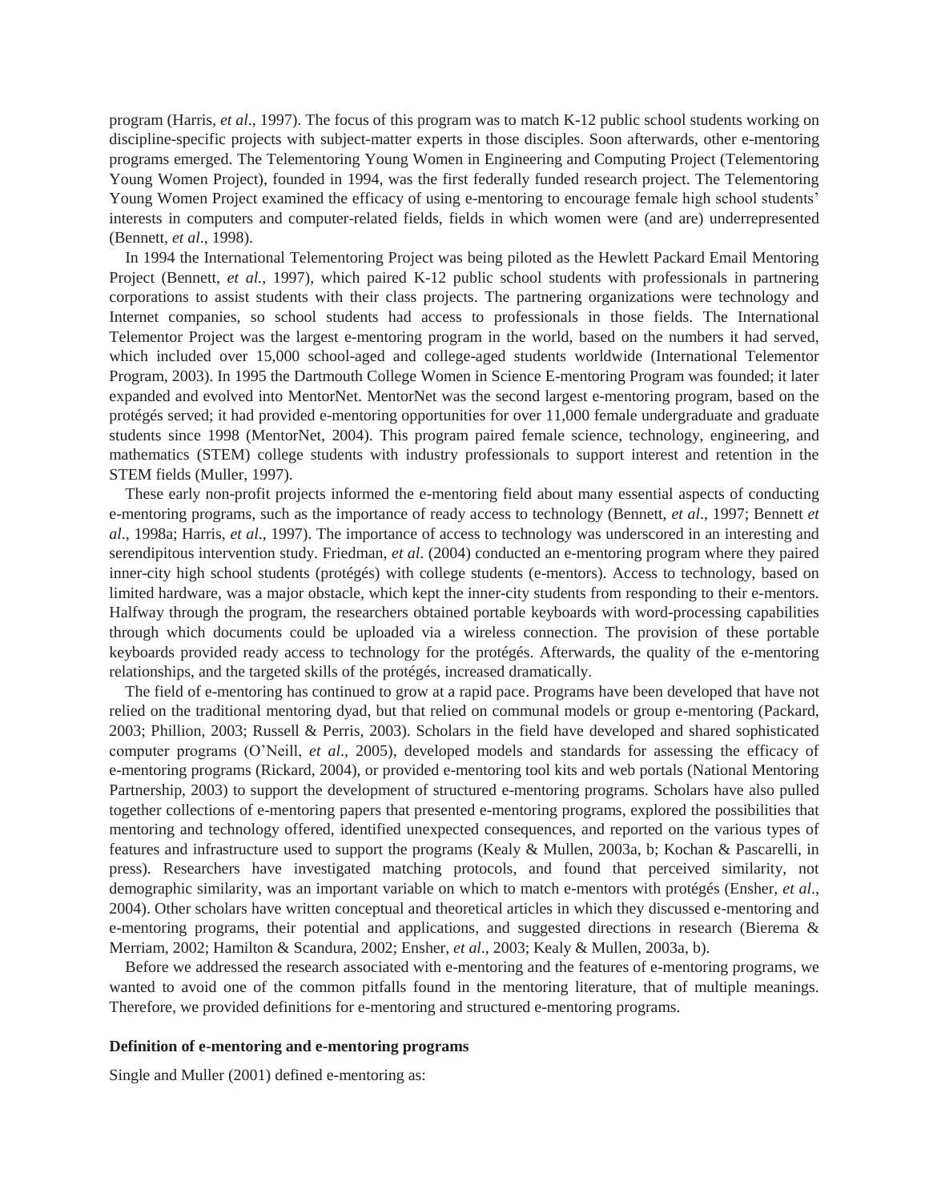program (Harris, *et al*., 1997). The focus of this program was to match K-12 public school students working on discipline-specific projects with subject-matter experts in those disciples. Soon afterwards, other e-mentoring programs emerged. The Telementoring Young Women in Engineering and Computing Project (Telementoring Young Women Project), founded in 1994, was the first federally funded research project. The Telementoring Young Women Project examined the efficacy of using e-mentoring to encourage female high school students' interests in computers and computer-related fields, fields in which women were (and are) underrepresented (Bennett, *et al*., 1998).

In 1994 the International Telementoring Project was being piloted as the Hewlett Packard Email Mentoring Project (Bennett, *et al.*, 1997), which paired K-12 public school students with professionals in partnering corporations to assist students with their class projects. The partnering organizations were technology and Internet companies, so school students had access to professionals in those fields. The International Telementor Project was the largest e-mentoring program in the world, based on the numbers it had served, which included over 15,000 school-aged and college-aged students worldwide (International Telementor Program, 2003). In 1995 the Dartmouth College Women in Science E-mentoring Program was founded; it later expanded and evolved into MentorNet. MentorNet was the second largest e-mentoring program, based on the protégés served; it had provided e-mentoring opportunities for over 11,000 female undergraduate and graduate students since 1998 (MentorNet, 2004). This program paired female science, technology, engineering, and mathematics (STEM) college students with industry professionals to support interest and retention in the STEM fields (Muller, 1997).

These early non-profit projects informed the e-mentoring field about many essential aspects of conducting e-mentoring programs, such as the importance of ready access to technology (Bennett, *et al*., 1997; Bennett *et al*., 1998a; Harris, *et al*., 1997). The importance of access to technology was underscored in an interesting and serendipitous intervention study. Friedman, *et al*. (2004) conducted an e-mentoring program where they paired inner-city high school students (protégés) with college students (e-mentors). Access to technology, based on limited hardware, was a major obstacle, which kept the inner-city students from responding to their e-mentors. Halfway through the program, the researchers obtained portable keyboards with word-processing capabilities through which documents could be uploaded via a wireless connection. The provision of these portable keyboards provided ready access to technology for the protégés. Afterwards, the quality of the e-mentoring relationships, and the targeted skills of the protégés, increased dramatically.

The field of e-mentoring has continued to grow at a rapid pace. Programs have been developed that have not relied on the traditional mentoring dyad, but that relied on communal models or group e-mentoring (Packard, 2003; Phillion, 2003; Russell & Perris, 2003). Scholars in the field have developed and shared sophisticated computer programs (O'Neill, *et al*., 2005), developed models and standards for assessing the efficacy of e-mentoring programs (Rickard, 2004), or provided e-mentoring tool kits and web portals (National Mentoring Partnership, 2003) to support the development of structured e-mentoring programs. Scholars have also pulled together collections of e-mentoring papers that presented e-mentoring programs, explored the possibilities that mentoring and technology offered, identified unexpected consequences, and reported on the various types of features and infrastructure used to support the programs (Kealy & Mullen, 2003a, b; Kochan & Pascarelli, in press). Researchers have investigated matching protocols, and found that perceived similarity, not demographic similarity, was an important variable on which to match e-mentors with protégés (Ensher, *et al*., 2004). Other scholars have written conceptual and theoretical articles in which they discussed e-mentoring and e-mentoring programs, their potential and applications, and suggested directions in research (Bierema & Merriam, 2002; Hamilton & Scandura, 2002; Ensher, *et al*., 2003; Kealy & Mullen, 2003a, b).

Before we addressed the research associated with e-mentoring and the features of e-mentoring programs, we wanted to avoid one of the common pitfalls found in the mentoring literature, that of multiple meanings. Therefore, we provided definitions for e-mentoring and structured e-mentoring programs.

**Definition of e-mentoring and e-mentoring programs**

Single and Muller (2001) defined e-mentoring as: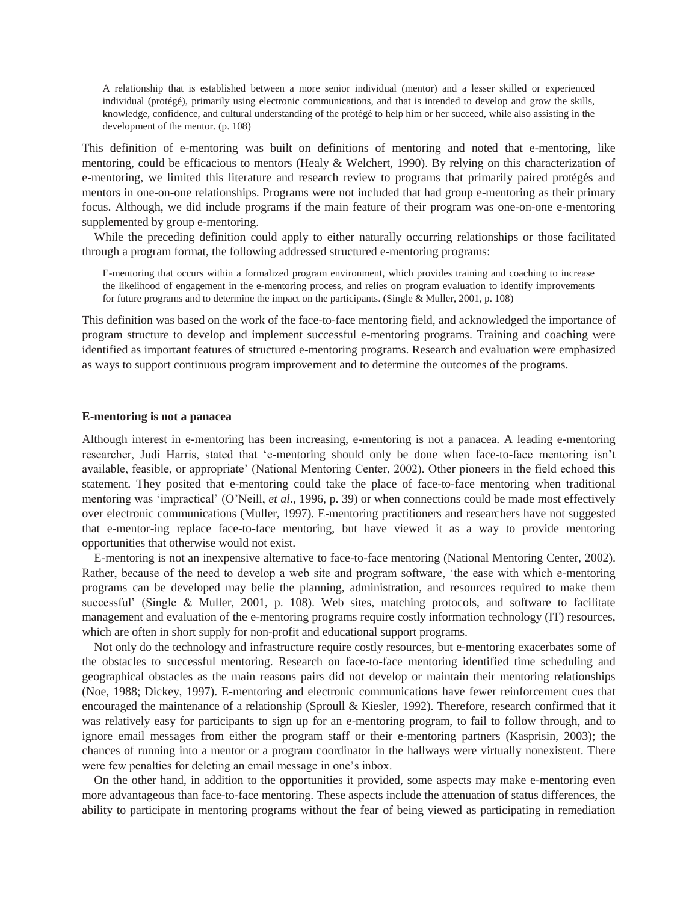> A relationship that is established between a more senior individual (mentor) and a lesser skilled or experienced individual (protégé), primarily using electronic communications, and that is intended to develop and grow the skills, knowledge, confidence, and cultural understanding of the protégé to help him or her succeed, while also assisting in the development of the mentor. (p. 108)

This definition of e-mentoring was built on definitions of mentoring and noted that e-mentoring, like mentoring, could be efficacious to mentors (Healy & Welchert, 1990). By relying on this characterization of e-mentoring, we limited this literature and research review to programs that primarily paired protégés and mentors in one-on-one relationships. Programs were not included that had group e-mentoring as their primary focus. Although, we did include programs if the main feature of their program was one-on-one e-mentoring supplemented by group e-mentoring.

While the preceding definition could apply to either naturally occurring relationships or those facilitated through a program format, the following addressed structured e-mentoring programs:

> E-mentoring that occurs within a formalized program environment, which provides training and coaching to increase the likelihood of engagement in the e-mentoring process, and relies on program evaluation to identify improvements for future programs and to determine the impact on the participants. (Single & Muller, 2001, p. 108)

This definition was based on the work of the face-to-face mentoring field, and acknowledged the importance of program structure to develop and implement successful e-mentoring programs. Training and coaching were identified as important features of structured e-mentoring programs. Research and evaluation were emphasized as ways to support continuous program improvement and to determine the outcomes of the programs.

**E-mentoring is not a panacea**

Although interest in e-mentoring has been increasing, e-mentoring is not a panacea. A leading e-mentoring researcher, Judi Harris, stated that 'e-mentoring should only be done when face-to-face mentoring isn't available, feasible, or appropriate' (National Mentoring Center, 2002). Other pioneers in the field echoed this statement. They posited that e-mentoring could take the place of face-to-face mentoring when traditional mentoring was 'impractical' (O'Neill, *et al*., 1996, p. 39) or when connections could be made most effectively over electronic communications (Muller, 1997). E-mentoring practitioners and researchers have not suggested that e-mentor-ing replace face-to-face mentoring, but have viewed it as a way to provide mentoring opportunities that otherwise would not exist.

E-mentoring is not an inexpensive alternative to face-to-face mentoring (National Mentoring Center, 2002). Rather, because of the need to develop a web site and program software, 'the ease with which e-mentoring programs can be developed may belie the planning, administration, and resources required to make them successful' (Single & Muller, 2001, p. 108). Web sites, matching protocols, and software to facilitate management and evaluation of the e-mentoring programs require costly information technology (IT) resources, which are often in short supply for non-profit and educational support programs.

Not only do the technology and infrastructure require costly resources, but e-mentoring exacerbates some of the obstacles to successful mentoring. Research on face-to-face mentoring identified time scheduling and geographical obstacles as the main reasons pairs did not develop or maintain their mentoring relationships (Noe, 1988; Dickey, 1997). E-mentoring and electronic communications have fewer reinforcement cues that encouraged the maintenance of a relationship (Sproull & Kiesler, 1992). Therefore, research confirmed that it was relatively easy for participants to sign up for an e-mentoring program, to fail to follow through, and to ignore email messages from either the program staff or their e-mentoring partners (Kasprisin, 2003); the chances of running into a mentor or a program coordinator in the hallways were virtually nonexistent. There were few penalties for deleting an email message in one's inbox.

On the other hand, in addition to the opportunities it provided, some aspects may make e-mentoring even more advantageous than face-to-face mentoring. These aspects include the attenuation of status differences, the ability to participate in mentoring programs without the fear of being viewed as participating in remediation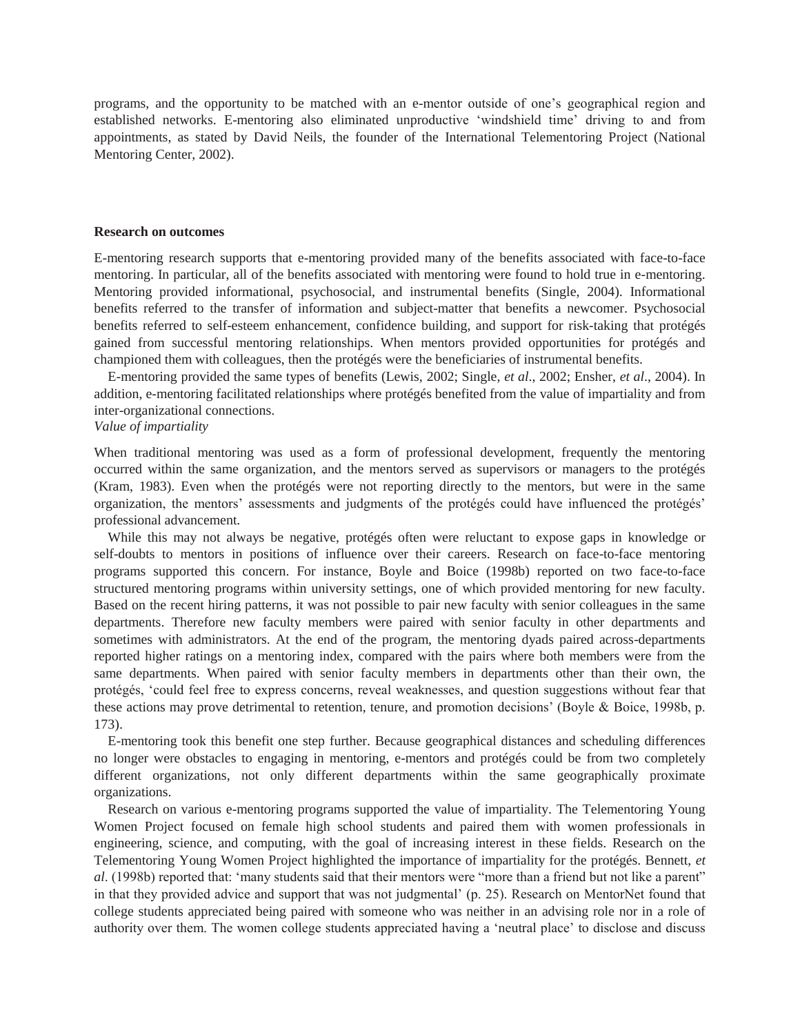programs, and the opportunity to be matched with an e-mentor outside of one's geographical region and established networks. E-mentoring also eliminated unproductive 'windshield time' driving to and from appointments, as stated by David Neils, the founder of the International Telementoring Project (National Mentoring Center, 2002).

**Research on outcomes**

E-mentoring research supports that e-mentoring provided many of the benefits associated with face-to-face mentoring. In particular, all of the benefits associated with mentoring were found to hold true in e-mentoring. Mentoring provided informational, psychosocial, and instrumental benefits (Single, 2004). Informational benefits referred to the transfer of information and subject-matter that benefits a newcomer. Psychosocial benefits referred to self-esteem enhancement, confidence building, and support for risk-taking that protégés gained from successful mentoring relationships. When mentors provided opportunities for protégés and championed them with colleagues, then the protégés were the beneficiaries of instrumental benefits.

E-mentoring provided the same types of benefits (Lewis, 2002; Single, *et al*., 2002; Ensher, *et al*., 2004). In addition, e-mentoring facilitated relationships where protégés benefited from the value of impartiality and from inter-organizational connections.

*Value of impartiality*

When traditional mentoring was used as a form of professional development, frequently the mentoring occurred within the same organization, and the mentors served as supervisors or managers to the protégés (Kram, 1983). Even when the protégés were not reporting directly to the mentors, but were in the same organization, the mentors' assessments and judgments of the protégés could have influenced the protégés' professional advancement.

While this may not always be negative, protégés often were reluctant to expose gaps in knowledge or self-doubts to mentors in positions of influence over their careers. Research on face-to-face mentoring programs supported this concern. For instance, Boyle and Boice (1998b) reported on two face-to-face structured mentoring programs within university settings, one of which provided mentoring for new faculty. Based on the recent hiring patterns, it was not possible to pair new faculty with senior colleagues in the same departments. Therefore new faculty members were paired with senior faculty in other departments and sometimes with administrators. At the end of the program, the mentoring dyads paired across-departments reported higher ratings on a mentoring index, compared with the pairs where both members were from the same departments. When paired with senior faculty members in departments other than their own, the protégés, 'could feel free to express concerns, reveal weaknesses, and question suggestions without fear that these actions may prove detrimental to retention, tenure, and promotion decisions' (Boyle & Boice, 1998b, p. 173).

E-mentoring took this benefit one step further. Because geographical distances and scheduling differences no longer were obstacles to engaging in mentoring, e-mentors and protégés could be from two completely different organizations, not only different departments within the same geographically proximate organizations.

Research on various e-mentoring programs supported the value of impartiality. The Telementoring Young Women Project focused on female high school students and paired them with women professionals in engineering, science, and computing, with the goal of increasing interest in these fields. Research on the Telementoring Young Women Project highlighted the importance of impartiality for the protégés. Bennett, *et al*. (1998b) reported that: 'many students said that their mentors were "more than a friend but not like a parent" in that they provided advice and support that was not judgmental' (p. 25). Research on MentorNet found that college students appreciated being paired with someone who was neither in an advising role nor in a role of authority over them. The women college students appreciated having a 'neutral place' to disclose and discuss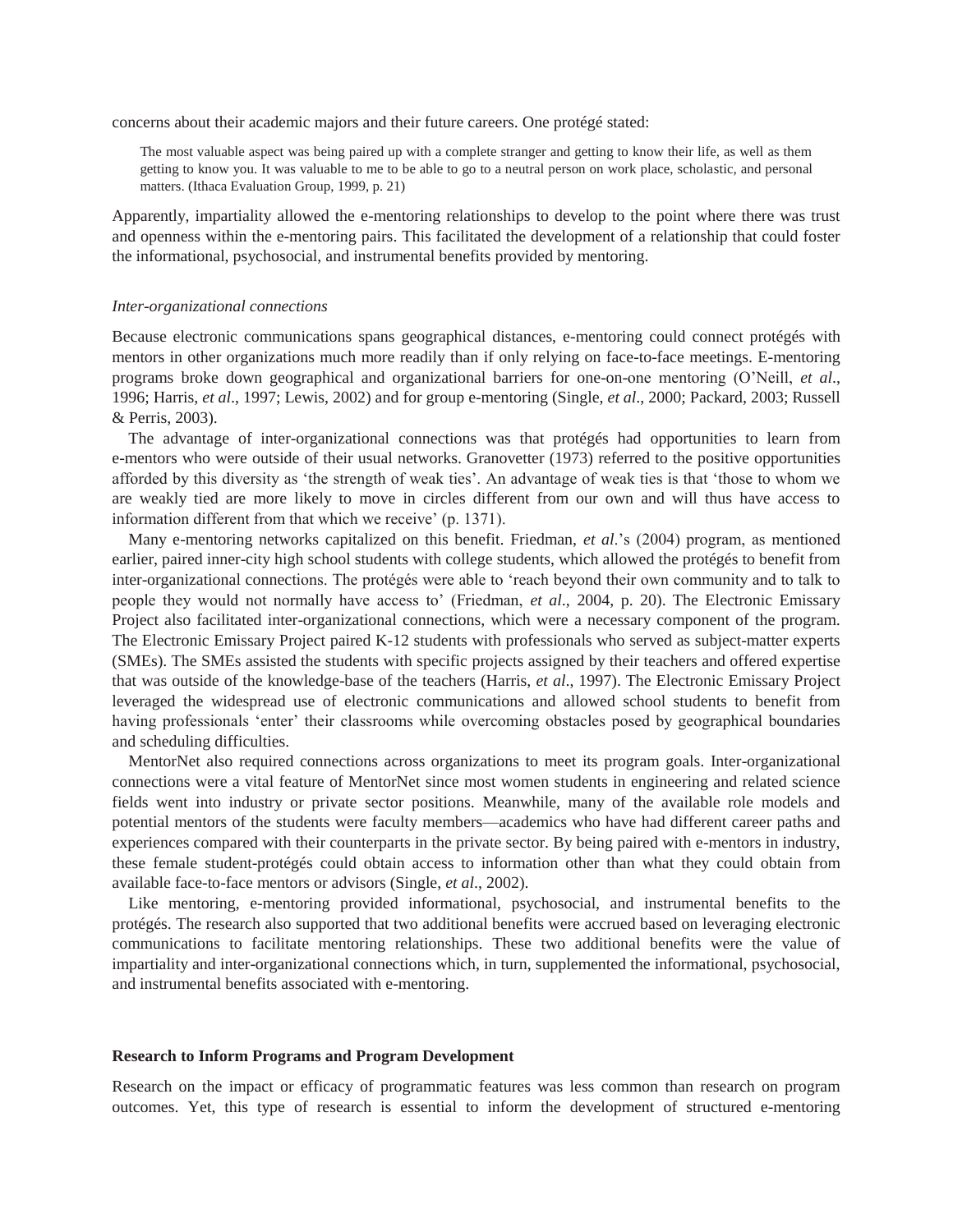concerns about their academic majors and their future careers. One protégé stated:

> The most valuable aspect was being paired up with a complete stranger and getting to know their life, as well as them getting to know you. It was valuable to me to be able to go to a neutral person on work place, scholastic, and personal matters. (Ithaca Evaluation Group, 1999, p. 21)

Apparently, impartiality allowed the e-mentoring relationships to develop to the point where there was trust and openness within the e-mentoring pairs. This facilitated the development of a relationship that could foster the informational, psychosocial, and instrumental benefits provided by mentoring.

*Inter-organizational connections*

Because electronic communications spans geographical distances, e-mentoring could connect protégés with mentors in other organizations much more readily than if only relying on face-to-face meetings. E-mentoring programs broke down geographical and organizational barriers for one-on-one mentoring (O'Neill, *et al*., 1996; Harris, *et al*., 1997; Lewis, 2002) and for group e-mentoring (Single, *et al*., 2000; Packard, 2003; Russell & Perris, 2003).

The advantage of inter-organizational connections was that protégés had opportunities to learn from e-mentors who were outside of their usual networks. Granovetter (1973) referred to the positive opportunities afforded by this diversity as 'the strength of weak ties'. An advantage of weak ties is that 'those to whom we are weakly tied are more likely to move in circles different from our own and will thus have access to information different from that which we receive' (p. 1371).

Many e-mentoring networks capitalized on this benefit. Friedman, *et al*.'s (2004) program, as mentioned earlier, paired inner-city high school students with college students, which allowed the protégés to benefit from inter-organizational connections. The protégés were able to 'reach beyond their own community and to talk to people they would not normally have access to' (Friedman, *et al*., 2004, p. 20). The Electronic Emissary Project also facilitated inter-organizational connections, which were a necessary component of the program. The Electronic Emissary Project paired K-12 students with professionals who served as subject-matter experts (SMEs). The SMEs assisted the students with specific projects assigned by their teachers and offered expertise that was outside of the knowledge-base of the teachers (Harris, *et al*., 1997). The Electronic Emissary Project leveraged the widespread use of electronic communications and allowed school students to benefit from having professionals 'enter' their classrooms while overcoming obstacles posed by geographical boundaries and scheduling difficulties.

MentorNet also required connections across organizations to meet its program goals. Inter-organizational connections were a vital feature of MentorNet since most women students in engineering and related science fields went into industry or private sector positions. Meanwhile, many of the available role models and potential mentors of the students were faculty members—academics who have had different career paths and experiences compared with their counterparts in the private sector. By being paired with e-mentors in industry, these female student-protégés could obtain access to information other than what they could obtain from available face-to-face mentors or advisors (Single, *et al*., 2002).

Like mentoring, e-mentoring provided informational, psychosocial, and instrumental benefits to the protégés. The research also supported that two additional benefits were accrued based on leveraging electronic communications to facilitate mentoring relationships. These two additional benefits were the value of impartiality and inter-organizational connections which, in turn, supplemented the informational, psychosocial, and instrumental benefits associated with e-mentoring.

**Research to Inform Programs and Program Development**

Research on the impact or efficacy of programmatic features was less common than research on program outcomes. Yet, this type of research is essential to inform the development of structured e-mentoring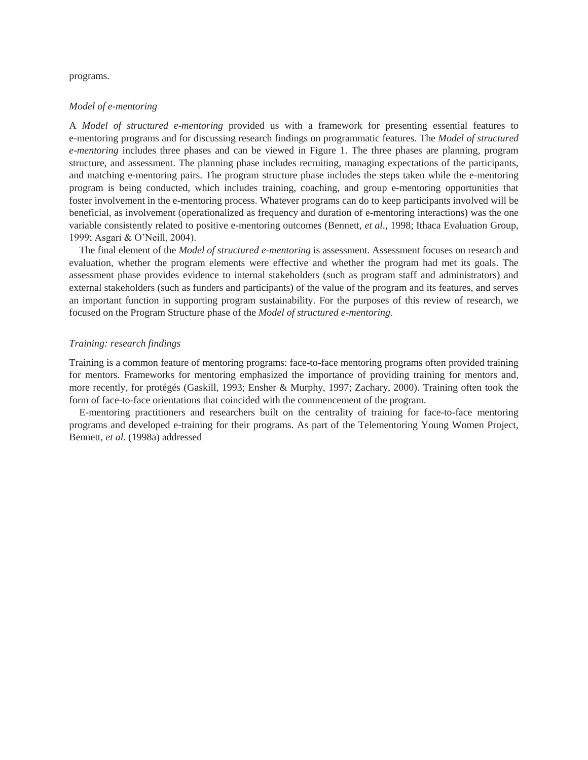programs.

*Model of e-mentoring*

A *Model of structured e-mentoring* provided us with a framework for presenting essential features to e-mentoring programs and for discussing research findings on programmatic features. The *Model of structured e-mentoring* includes three phases and can be viewed in Figure 1. The three phases are planning, program structure, and assessment. The planning phase includes recruiting, managing expectations of the participants, and matching e-mentoring pairs. The program structure phase includes the steps taken while the e-mentoring program is being conducted, which includes training, coaching, and group e-mentoring opportunities that foster involvement in the e-mentoring process. Whatever programs can do to keep participants involved will be beneficial, as involvement (operationalized as frequency and duration of e-mentoring interactions) was the one variable consistently related to positive e-mentoring outcomes (Bennett, *et al*., 1998; Ithaca Evaluation Group, 1999; Asgari & O'Neill, 2004).

The final element of the *Model of structured e-mentoring* is assessment. Assessment focuses on research and evaluation, whether the program elements were effective and whether the program had met its goals. The assessment phase provides evidence to internal stakeholders (such as program staff and administrators) and external stakeholders (such as funders and participants) of the value of the program and its features, and serves an important function in supporting program sustainability. For the purposes of this review of research, we focused on the Program Structure phase of the *Model of structured e-mentoring*.

*Training: research findings*

Training is a common feature of mentoring programs: face-to-face mentoring programs often provided training for mentors. Frameworks for mentoring emphasized the importance of providing training for mentors and, more recently, for protégés (Gaskill, 1993; Ensher & Murphy, 1997; Zachary, 2000). Training often took the form of face-to-face orientations that coincided with the commencement of the program.

E-mentoring practitioners and researchers built on the centrality of training for face-to-face mentoring programs and developed e-training for their programs. As part of the Telementoring Young Women Project, Bennett, *et al*. (1998a) addressed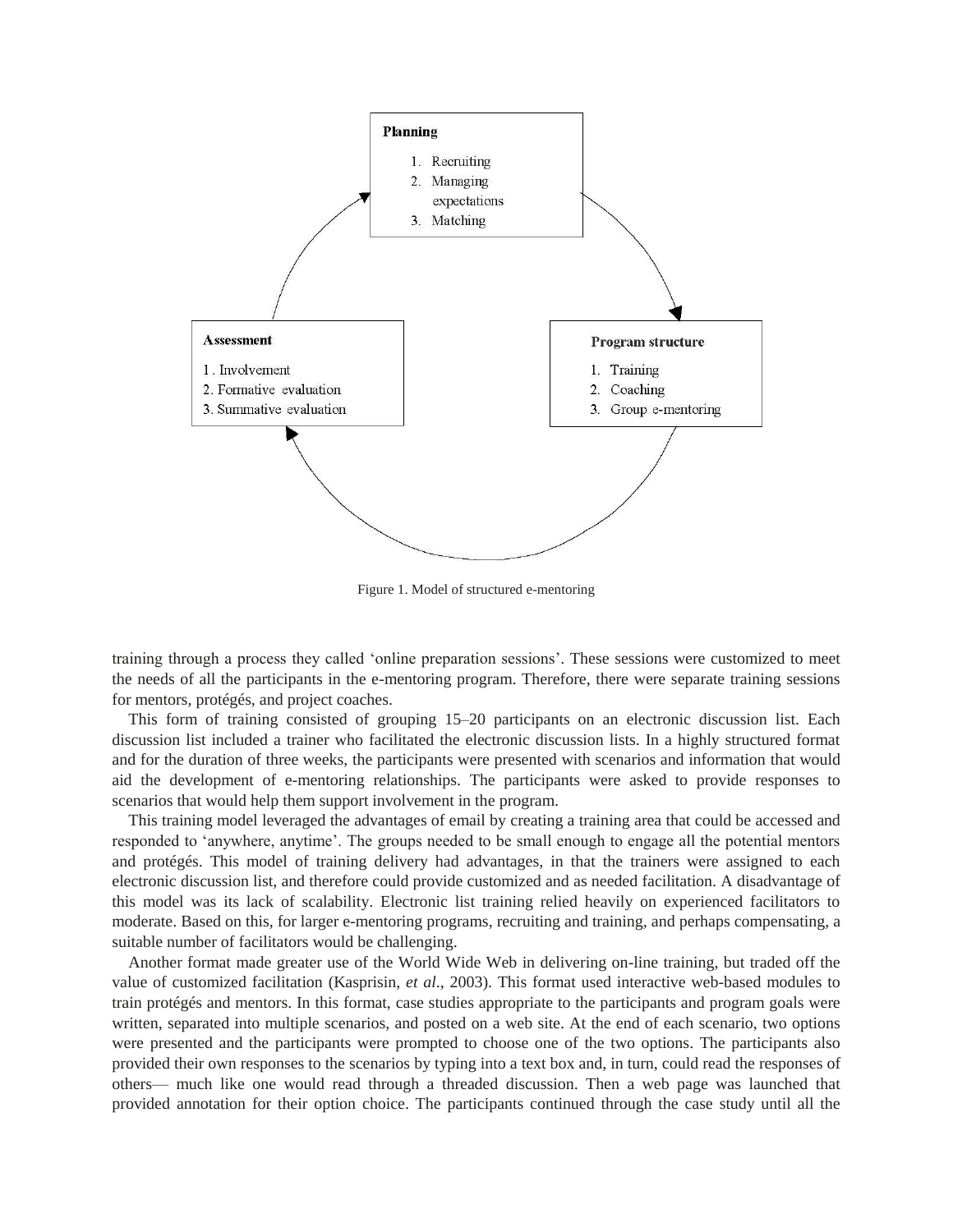Planning

1. Recruiting
2. Managing expectations
3. Matching

Program structure

1. Training
2. Coaching
3. Group e-mentoring

Assessment

1. Involvement
2. Formative evaluation
3. Summative evaluation

Figure 1. Model of structured e-mentoring

training through a process they called 'online preparation sessions'. These sessions were customized to meet the needs of all the participants in the e-mentoring program. Therefore, there were separate training sessions for mentors, protégés, and project coaches.

This form of training consisted of grouping 15–20 participants on an electronic discussion list. Each discussion list included a trainer who facilitated the electronic discussion lists. In a highly structured format and for the duration of three weeks, the participants were presented with scenarios and information that would aid the development of e-mentoring relationships. The participants were asked to provide responses to scenarios that would help them support involvement in the program.

This training model leveraged the advantages of email by creating a training area that could be accessed and responded to 'anywhere, anytime'. The groups needed to be small enough to engage all the potential mentors and protégés. This model of training delivery had advantages, in that the trainers were assigned to each electronic discussion list, and therefore could provide customized and as needed facilitation. A disadvantage of this model was its lack of scalability. Electronic list training relied heavily on experienced facilitators to moderate. Based on this, for larger e-mentoring programs, recruiting and training, and perhaps compensating, a suitable number of facilitators would be challenging.

Another format made greater use of the World Wide Web in delivering on-line training, but traded off the value of customized facilitation (Kasprisin, *et al*., 2003). This format used interactive web-based modules to train protégés and mentors. In this format, case studies appropriate to the participants and program goals were written, separated into multiple scenarios, and posted on a web site. At the end of each scenario, two options were presented and the participants were prompted to choose one of the two options. The participants also provided their own responses to the scenarios by typing into a text box and, in turn, could read the responses of others— much like one would read through a threaded discussion. Then a web page was launched that provided annotation for their option choice. The participants continued through the case study until all the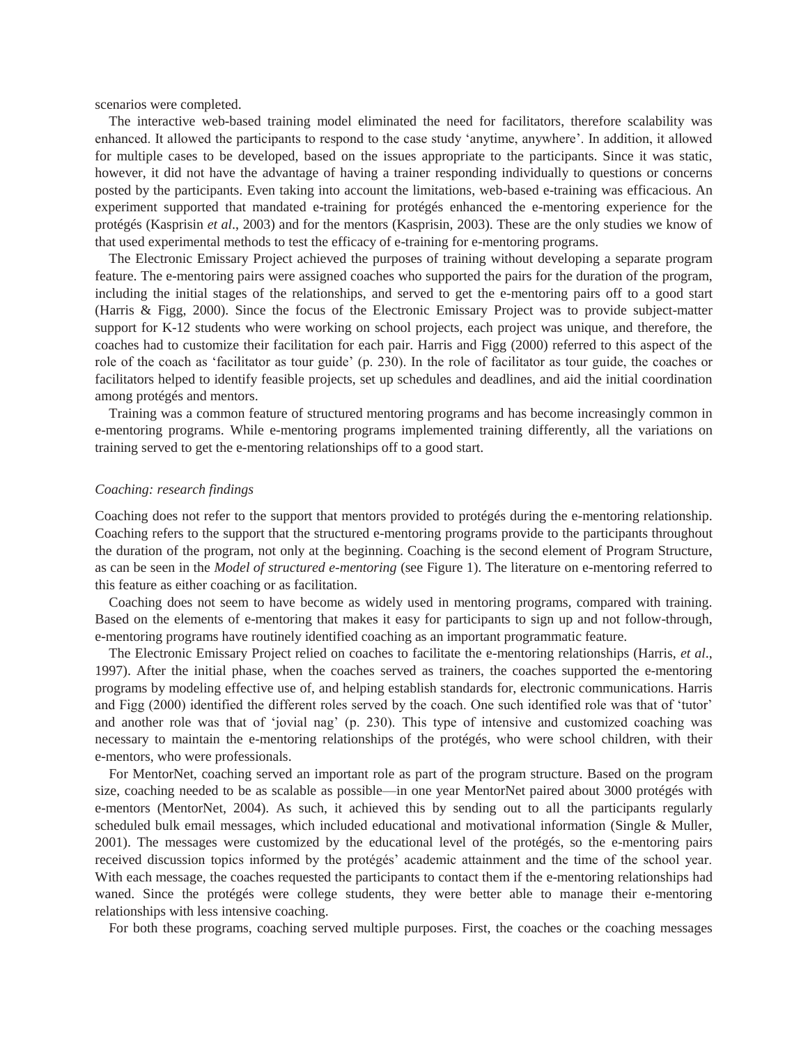scenarios were completed.

The interactive web-based training model eliminated the need for facilitators, therefore scalability was enhanced. It allowed the participants to respond to the case study 'anytime, anywhere'. In addition, it allowed for multiple cases to be developed, based on the issues appropriate to the participants. Since it was static, however, it did not have the advantage of having a trainer responding individually to questions or concerns posted by the participants. Even taking into account the limitations, web-based e-training was efficacious. An experiment supported that mandated e-training for protégés enhanced the e-mentoring experience for the protégés (Kasprisin *et al*., 2003) and for the mentors (Kasprisin, 2003). These are the only studies we know of that used experimental methods to test the efficacy of e-training for e-mentoring programs.

The Electronic Emissary Project achieved the purposes of training without developing a separate program feature. The e-mentoring pairs were assigned coaches who supported the pairs for the duration of the program, including the initial stages of the relationships, and served to get the e-mentoring pairs off to a good start (Harris & Figg, 2000). Since the focus of the Electronic Emissary Project was to provide subject-matter support for K-12 students who were working on school projects, each project was unique, and therefore, the coaches had to customize their facilitation for each pair. Harris and Figg (2000) referred to this aspect of the role of the coach as 'facilitator as tour guide' (p. 230). In the role of facilitator as tour guide, the coaches or facilitators helped to identify feasible projects, set up schedules and deadlines, and aid the initial coordination among protégés and mentors.

Training was a common feature of structured mentoring programs and has become increasingly common in e-mentoring programs. While e-mentoring programs implemented training differently, all the variations on training served to get the e-mentoring relationships off to a good start.

*Coaching: research findings*

Coaching does not refer to the support that mentors provided to protégés during the e-mentoring relationship. Coaching refers to the support that the structured e-mentoring programs provide to the participants throughout the duration of the program, not only at the beginning. Coaching is the second element of Program Structure, as can be seen in the *Model of structured e-mentoring* (see Figure 1). The literature on e-mentoring referred to this feature as either coaching or as facilitation.

Coaching does not seem to have become as widely used in mentoring programs, compared with training. Based on the elements of e-mentoring that makes it easy for participants to sign up and not follow-through, e-mentoring programs have routinely identified coaching as an important programmatic feature.

The Electronic Emissary Project relied on coaches to facilitate the e-mentoring relationships (Harris, *et al*., 1997). After the initial phase, when the coaches served as trainers, the coaches supported the e-mentoring programs by modeling effective use of, and helping establish standards for, electronic communications. Harris and Figg (2000) identified the different roles served by the coach. One such identified role was that of 'tutor' and another role was that of 'jovial nag' (p. 230). This type of intensive and customized coaching was necessary to maintain the e-mentoring relationships of the protégés, who were school children, with their e-mentors, who were professionals.

For MentorNet, coaching served an important role as part of the program structure. Based on the program size, coaching needed to be as scalable as possible—in one year MentorNet paired about 3000 protégés with e-mentors (MentorNet, 2004). As such, it achieved this by sending out to all the participants regularly scheduled bulk email messages, which included educational and motivational information (Single & Muller, 2001). The messages were customized by the educational level of the protégés, so the e-mentoring pairs received discussion topics informed by the protégés' academic attainment and the time of the school year. With each message, the coaches requested the participants to contact them if the e-mentoring relationships had waned. Since the protégés were college students, they were better able to manage their e-mentoring relationships with less intensive coaching.

For both these programs, coaching served multiple purposes. First, the coaches or the coaching messages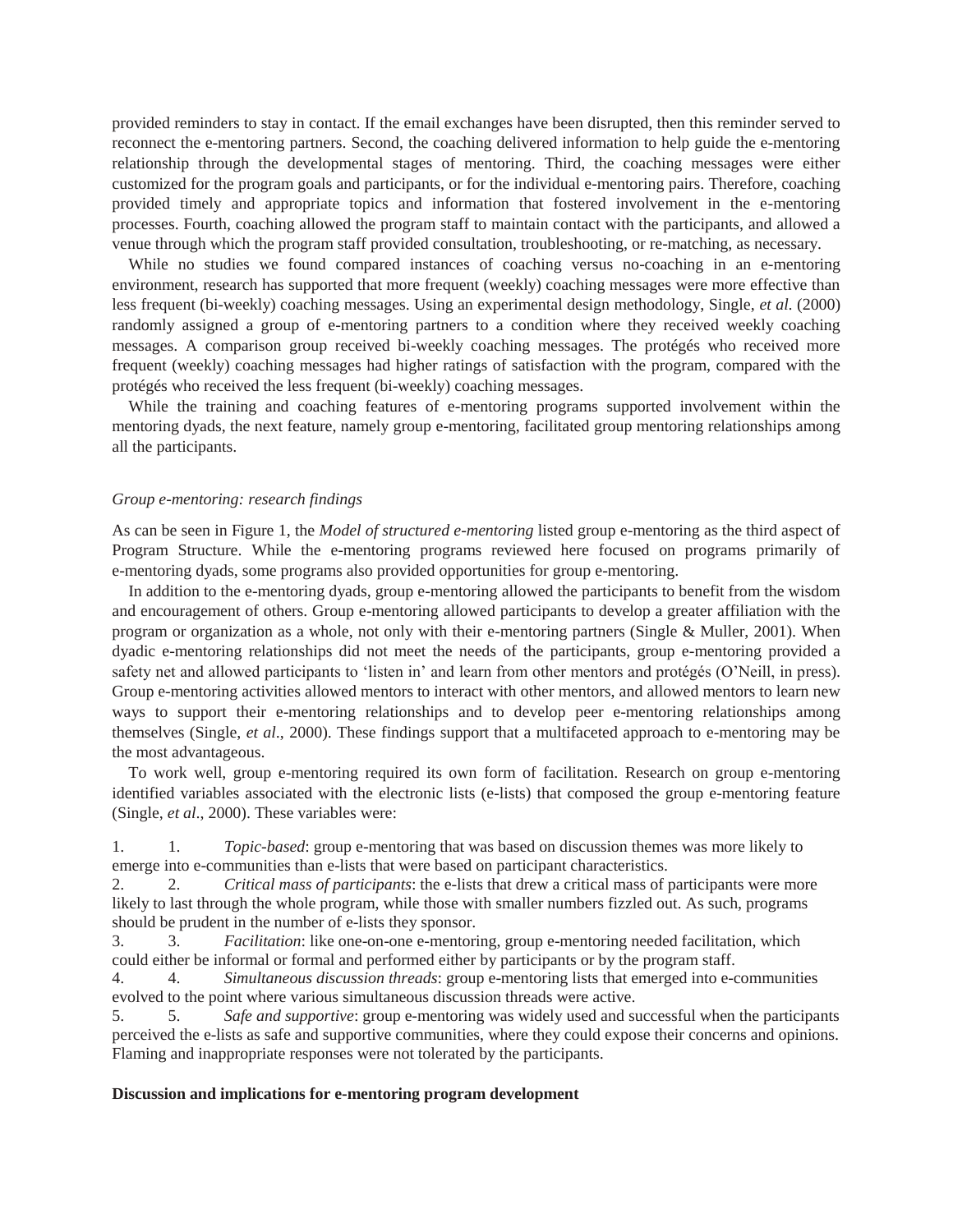provided reminders to stay in contact. If the email exchanges have been disrupted, then this reminder served to reconnect the e-mentoring partners. Second, the coaching delivered information to help guide the e-mentoring relationship through the developmental stages of mentoring. Third, the coaching messages were either customized for the program goals and participants, or for the individual e-mentoring pairs. Therefore, coaching provided timely and appropriate topics and information that fostered involvement in the e-mentoring processes. Fourth, coaching allowed the program staff to maintain contact with the participants, and allowed a venue through which the program staff provided consultation, troubleshooting, or re-matching, as necessary.

While no studies we found compared instances of coaching versus no-coaching in an e-mentoring environment, research has supported that more frequent (weekly) coaching messages were more effective than less frequent (bi-weekly) coaching messages. Using an experimental design methodology, Single, *et al.* (2000) randomly assigned a group of e-mentoring partners to a condition where they received weekly coaching messages. A comparison group received bi-weekly coaching messages. The protégés who received more frequent (weekly) coaching messages had higher ratings of satisfaction with the program, compared with the protégés who received the less frequent (bi-weekly) coaching messages.

While the training and coaching features of e-mentoring programs supported involvement within the mentoring dyads, the next feature, namely group e-mentoring, facilitated group mentoring relationships among all the participants.

*Group e-mentoring: research findings*

As can be seen in Figure 1, the *Model of structured e-mentoring* listed group e-mentoring as the third aspect of Program Structure. While the e-mentoring programs reviewed here focused on programs primarily of e-mentoring dyads, some programs also provided opportunities for group e-mentoring.

In addition to the e-mentoring dyads, group e-mentoring allowed the participants to benefit from the wisdom and encouragement of others. Group e-mentoring allowed participants to develop a greater affiliation with the program or organization as a whole, not only with their e-mentoring partners (Single & Muller, 2001). When dyadic e-mentoring relationships did not meet the needs of the participants, group e-mentoring provided a safety net and allowed participants to 'listen in' and learn from other mentors and protégés (O'Neill, in press). Group e-mentoring activities allowed mentors to interact with other mentors, and allowed mentors to learn new ways to support their e-mentoring relationships and to develop peer e-mentoring relationships among themselves (Single, *et al*., 2000). These findings support that a multifaceted approach to e-mentoring may be the most advantageous.

To work well, group e-mentoring required its own form of facilitation. Research on group e-mentoring identified variables associated with the electronic lists (e-lists) that composed the group e-mentoring feature (Single, *et al*., 2000). These variables were:

1. *Topic-based*: group e-mentoring that was based on discussion themes was more likely to emerge into e-communities than e-lists that were based on participant characteristics.
2. *Critical mass of participants*: the e-lists that drew a critical mass of participants were more likely to last through the whole program, while those with smaller numbers fizzled out. As such, programs should be prudent in the number of e-lists they sponsor.
3. *Facilitation*: like one-on-one e-mentoring, group e-mentoring needed facilitation, which could either be informal or formal and performed either by participants or by the program staff.
4. *Simultaneous discussion threads*: group e-mentoring lists that emerged into e-communities evolved to the point where various simultaneous discussion threads were active.
5. *Safe and supportive*: group e-mentoring was widely used and successful when the participants perceived the e-lists as safe and supportive communities, where they could expose their concerns and opinions. Flaming and inappropriate responses were not tolerated by the participants.

**Discussion and implications for e-mentoring program development**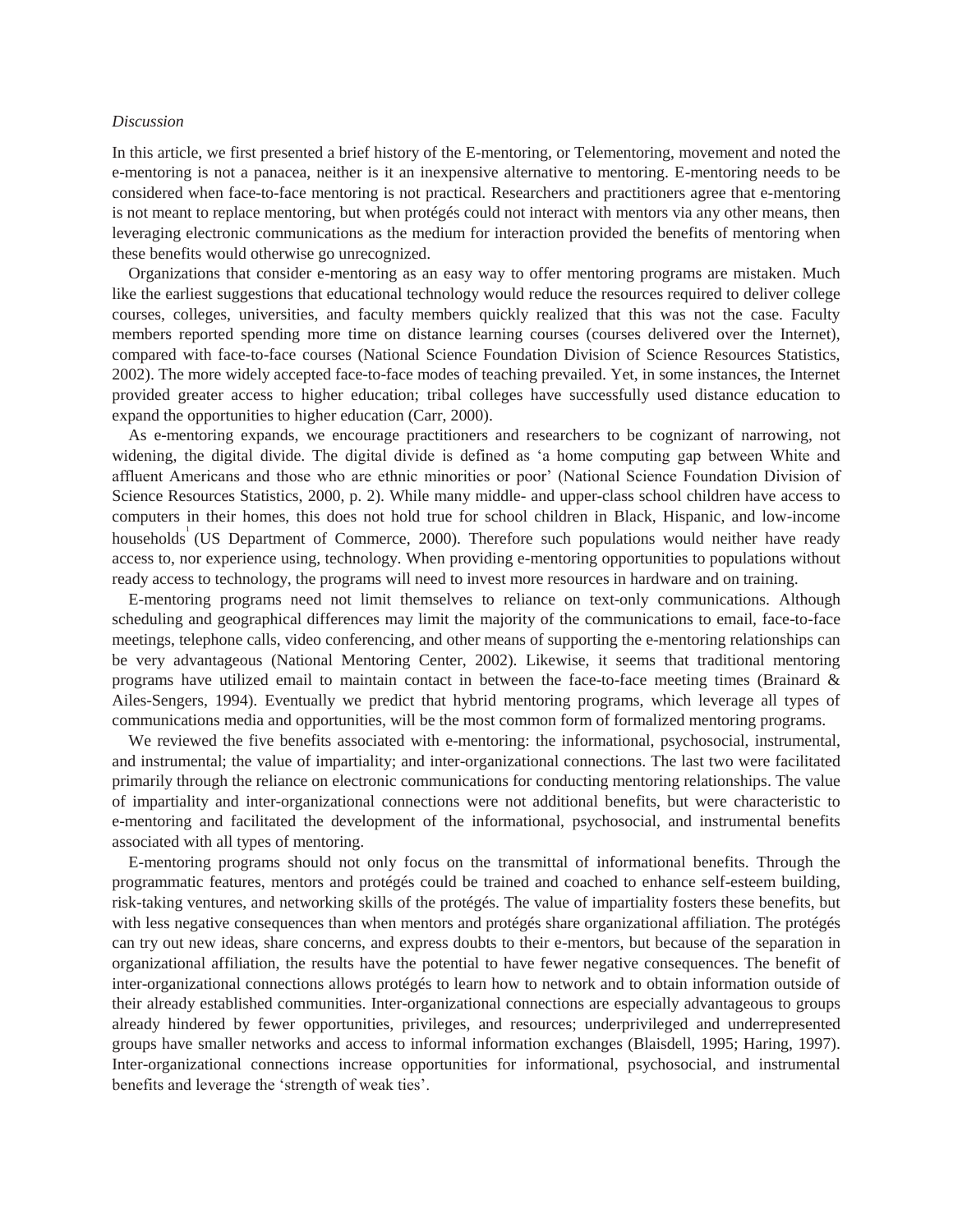*Discussion*

In this article, we first presented a brief history of the E-mentoring, or Telementoring, movement and noted the e-mentoring is not a panacea, neither is it an inexpensive alternative to mentoring. E-mentoring needs to be considered when face-to-face mentoring is not practical. Researchers and practitioners agree that e-mentoring is not meant to replace mentoring, but when protégés could not interact with mentors via any other means, then leveraging electronic communications as the medium for interaction provided the benefits of mentoring when these benefits would otherwise go unrecognized.

Organizations that consider e-mentoring as an easy way to offer mentoring programs are mistaken. Much like the earliest suggestions that educational technology would reduce the resources required to deliver college courses, colleges, universities, and faculty members quickly realized that this was not the case. Faculty members reported spending more time on distance learning courses (courses delivered over the Internet), compared with face-to-face courses (National Science Foundation Division of Science Resources Statistics, 2002). The more widely accepted face-to-face modes of teaching prevailed. Yet, in some instances, the Internet provided greater access to higher education; tribal colleges have successfully used distance education to expand the opportunities to higher education (Carr, 2000).

As e-mentoring expands, we encourage practitioners and researchers to be cognizant of narrowing, not widening, the digital divide. The digital divide is defined as 'a home computing gap between White and affluent Americans and those who are ethnic minorities or poor' (National Science Foundation Division of Science Resources Statistics, 2000, p. 2). While many middle- and upper-class school children have access to computers in their homes, this does not hold true for school children in Black, Hispanic, and low-income households[1] (US Department of Commerce, 2000). Therefore such populations would neither have ready access to, nor experience using, technology. When providing e-mentoring opportunities to populations without ready access to technology, the programs will need to invest more resources in hardware and on training.

E-mentoring programs need not limit themselves to reliance on text-only communications. Although scheduling and geographical differences may limit the majority of the communications to email, face-to-face meetings, telephone calls, video conferencing, and other means of supporting the e-mentoring relationships can be very advantageous (National Mentoring Center, 2002). Likewise, it seems that traditional mentoring programs have utilized email to maintain contact in between the face-to-face meeting times (Brainard & Ailes-Sengers, 1994). Eventually we predict that hybrid mentoring programs, which leverage all types of communications media and opportunities, will be the most common form of formalized mentoring programs.

We reviewed the five benefits associated with e-mentoring: the informational, psychosocial, instrumental, and instrumental; the value of impartiality; and inter-organizational connections. The last two were facilitated primarily through the reliance on electronic communications for conducting mentoring relationships. The value of impartiality and inter-organizational connections were not additional benefits, but were characteristic to e-mentoring and facilitated the development of the informational, psychosocial, and instrumental benefits associated with all types of mentoring.

E-mentoring programs should not only focus on the transmittal of informational benefits. Through the programmatic features, mentors and protégés could be trained and coached to enhance self-esteem building, risk-taking ventures, and networking skills of the protégés. The value of impartiality fosters these benefits, but with less negative consequences than when mentors and protégés share organizational affiliation. The protégés can try out new ideas, share concerns, and express doubts to their e-mentors, but because of the separation in organizational affiliation, the results have the potential to have fewer negative consequences. The benefit of inter-organizational connections allows protégés to learn how to network and to obtain information outside of their already established communities. Inter-organizational connections are especially advantageous to groups already hindered by fewer opportunities, privileges, and resources; underprivileged and underrepresented groups have smaller networks and access to informal information exchanges (Blaisdell, 1995; Haring, 1997). Inter-organizational connections increase opportunities for informational, psychosocial, and instrumental benefits and leverage the 'strength of weak ties'.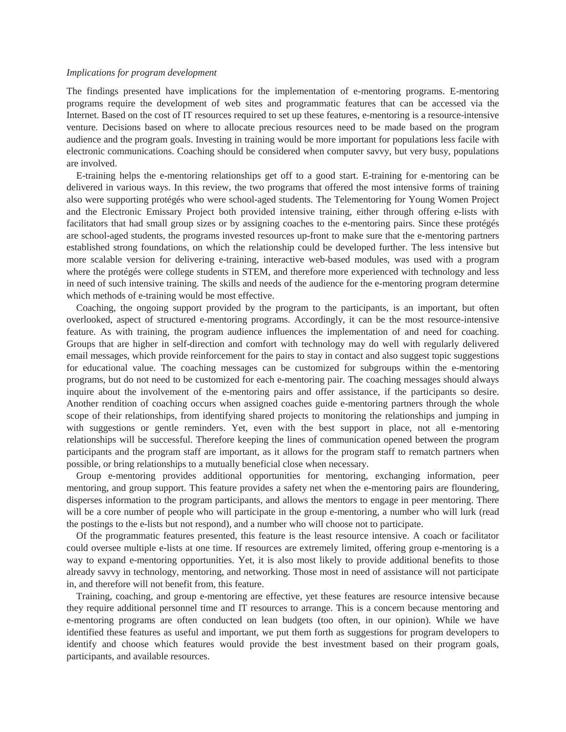*Implications for program development*

The findings presented have implications for the implementation of e-mentoring programs. E-mentoring programs require the development of web sites and programmatic features that can be accessed via the Internet. Based on the cost of IT resources required to set up these features, e-mentoring is a resource-intensive venture. Decisions based on where to allocate precious resources need to be made based on the program audience and the program goals. Investing in training would be more important for populations less facile with electronic communications. Coaching should be considered when computer savvy, but very busy, populations are involved.

E-training helps the e-mentoring relationships get off to a good start. E-training for e-mentoring can be delivered in various ways. In this review, the two programs that offered the most intensive forms of training also were supporting protégés who were school-aged students. The Telementoring for Young Women Project and the Electronic Emissary Project both provided intensive training, either through offering e-lists with facilitators that had small group sizes or by assigning coaches to the e-mentoring pairs. Since these protégés are school-aged students, the programs invested resources up-front to make sure that the e-mentoring partners established strong foundations, on which the relationship could be developed further. The less intensive but more scalable version for delivering e-training, interactive web-based modules, was used with a program where the protégés were college students in STEM, and therefore more experienced with technology and less in need of such intensive training. The skills and needs of the audience for the e-mentoring program determine which methods of e-training would be most effective.

Coaching, the ongoing support provided by the program to the participants, is an important, but often overlooked, aspect of structured e-mentoring programs. Accordingly, it can be the most resource-intensive feature. As with training, the program audience influences the implementation of and need for coaching. Groups that are higher in self-direction and comfort with technology may do well with regularly delivered email messages, which provide reinforcement for the pairs to stay in contact and also suggest topic suggestions for educational value. The coaching messages can be customized for subgroups within the e-mentoring programs, but do not need to be customized for each e-mentoring pair. The coaching messages should always inquire about the involvement of the e-mentoring pairs and offer assistance, if the participants so desire. Another rendition of coaching occurs when assigned coaches guide e-mentoring partners through the whole scope of their relationships, from identifying shared projects to monitoring the relationships and jumping in with suggestions or gentle reminders. Yet, even with the best support in place, not all e-mentoring relationships will be successful. Therefore keeping the lines of communication opened between the program participants and the program staff are important, as it allows for the program staff to rematch partners when possible, or bring relationships to a mutually beneficial close when necessary.

Group e-mentoring provides additional opportunities for mentoring, exchanging information, peer mentoring, and group support. This feature provides a safety net when the e-mentoring pairs are floundering, disperses information to the program participants, and allows the mentors to engage in peer mentoring. There will be a core number of people who will participate in the group e-mentoring, a number who will lurk (read the postings to the e-lists but not respond), and a number who will choose not to participate.

Of the programmatic features presented, this feature is the least resource intensive. A coach or facilitator could oversee multiple e-lists at one time. If resources are extremely limited, offering group e-mentoring is a way to expand e-mentoring opportunities. Yet, it is also most likely to provide additional benefits to those already savvy in technology, mentoring, and networking. Those most in need of assistance will not participate in, and therefore will not benefit from, this feature.

Training, coaching, and group e-mentoring are effective, yet these features are resource intensive because they require additional personnel time and IT resources to arrange. This is a concern because mentoring and e-mentoring programs are often conducted on lean budgets (too often, in our opinion). While we have identified these features as useful and important, we put them forth as suggestions for program developers to identify and choose which features would provide the best investment based on their program goals, participants, and available resources.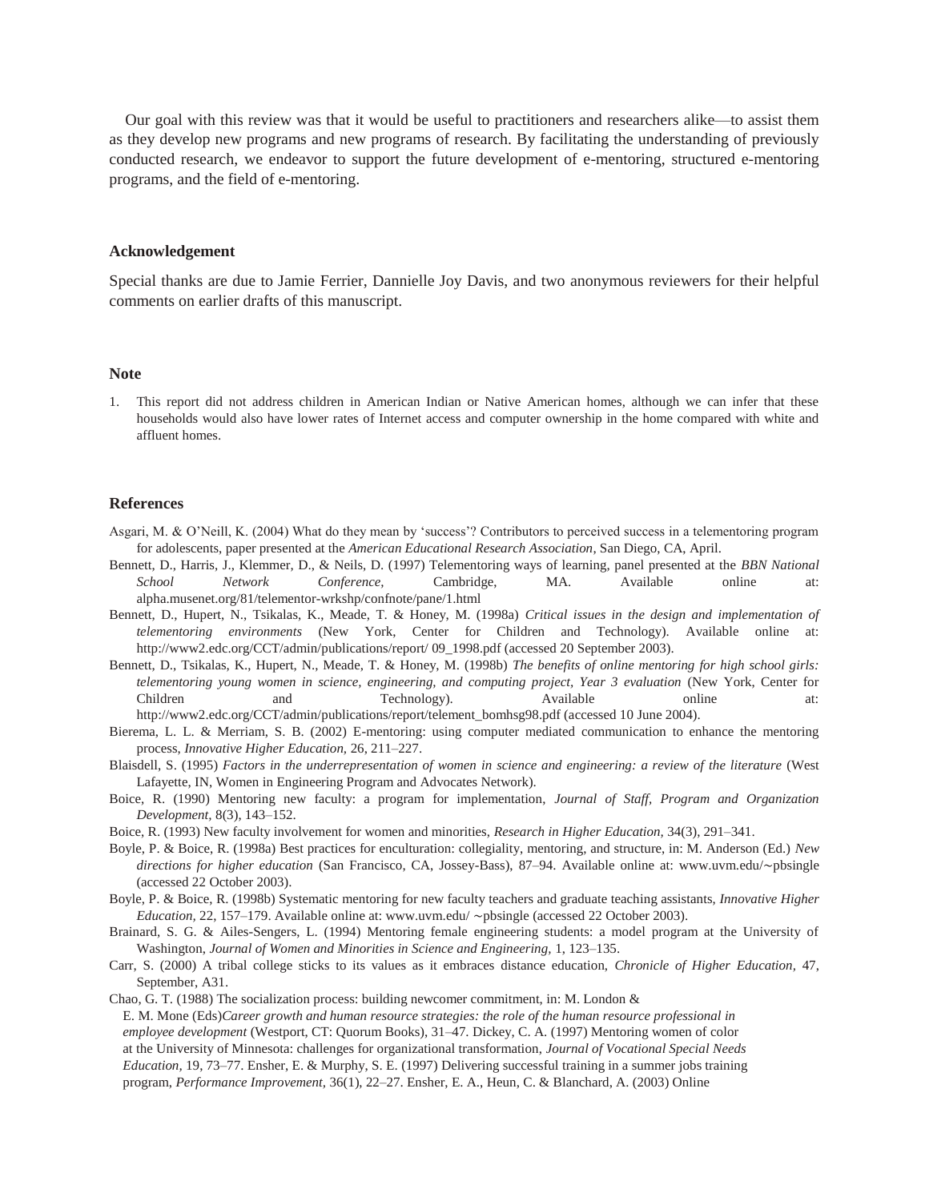Our goal with this review was that it would be useful to practitioners and researchers alike—to assist them as they develop new programs and new programs of research. By facilitating the understanding of previously conducted research, we endeavor to support the future development of e-mentoring, structured e-mentoring programs, and the field of e-mentoring.

### Acknowledgement

Special thanks are due to Jamie Ferrier, Dannielle Joy Davis, and two anonymous reviewers for their helpful comments on earlier drafts of this manuscript.

### Note

1. This report did not address children in American Indian or Native American homes, although we can infer that these households would also have lower rates of Internet access and computer ownership in the home compared with white and affluent homes.

### References

Asgari, M. & O'Neill, K. (2004) What do they mean by 'success'? Contributors to perceived success in a telementoring program for adolescents, paper presented at the *American Educational Research Association*, San Diego, CA, April.

Bennett, D., Harris, J., Klemmer, D., & Neils, D. (1997) Telementoring ways of learning, panel presented at the *BBN National School Network Conference*, Cambridge, MA. Available online at: alpha.musenet.org/81/telementor-wrkshp/confnote/pane/1.html

Bennett, D., Hupert, N., Tsikalas, K., Meade, T. & Honey, M. (1998a) *Critical issues in the design and implementation of telementoring environments* (New York, Center for Children and Technology). Available online at: http://www2.edc.org/CCT/admin/publications/report/ 09_1998.pdf (accessed 20 September 2003).

Bennett, D., Tsikalas, K., Hupert, N., Meade, T. & Honey, M. (1998b) *The benefits of online mentoring for high school girls: telementoring young women in science, engineering, and computing project, Year 3 evaluation* (New York, Center for Children and Technology). Available online at: http://www2.edc.org/CCT/admin/publications/report/telement_bomhsg98.pdf (accessed 10 June 2004).

Bierema, L. L. & Merriam, S. B. (2002) E-mentoring: using computer mediated communication to enhance the mentoring process, *Innovative Higher Education,* 26, 211–227.

Blaisdell, S. (1995) *Factors in the underrepresentation of women in science and engineering: a review of the literature* (West Lafayette, IN, Women in Engineering Program and Advocates Network).

Boice, R. (1990) Mentoring new faculty: a program for implementation, *Journal of Staff, Program and Organization Development,* 8(3), 143–152.

Boice, R. (1993) New faculty involvement for women and minorities, *Research in Higher Education,* 34(3), 291–341.

Boyle, P. & Boice, R. (1998a) Best practices for enculturation: collegiality, mentoring, and structure, in: M. Anderson (Ed.) *New directions for higher education* (San Francisco, CA, Jossey-Bass), 87–94. Available online at: www.uvm.edu/∼pbsingle (accessed 22 October 2003).

Boyle, P. & Boice, R. (1998b) Systematic mentoring for new faculty teachers and graduate teaching assistants, *Innovative Higher Education,* 22, 157–179. Available online at: www.uvm.edu/ ∼pbsingle (accessed 22 October 2003).

Brainard, S. G. & Ailes-Sengers, L. (1994) Mentoring female engineering students: a model program at the University of Washington, *Journal of Women and Minorities in Science and Engineering,* 1, 123–135.

Carr, S. (2000) A tribal college sticks to its values as it embraces distance education, *Chronicle of Higher Education,* 47, September, A31.

Chao, G. T. (1988) The socialization process: building newcomer commitment, in: M. London & E. M. Mone (Eds)*Career growth and human resource strategies: the role of the human resource professional in employee development* (Westport, CT: Quorum Books), 31–47. Dickey, C. A. (1997) Mentoring women of color at the University of Minnesota: challenges for organizational transformation, *Journal of Vocational Special Needs Education,* 19, 73–77. Ensher, E. & Murphy, S. E. (1997) Delivering successful training in a summer jobs training program, *Performance Improvement,* 36(1), 22–27. Ensher, E. A., Heun, C. & Blanchard, A. (2003) Online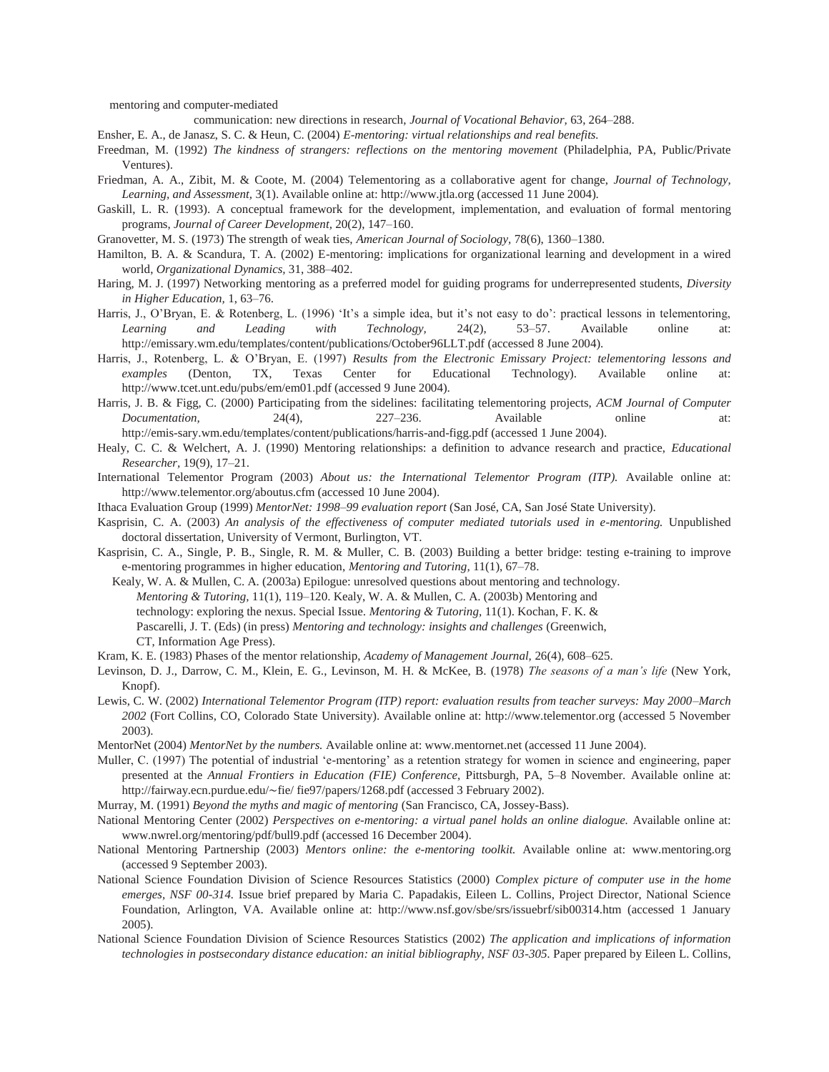mentoring and computer-mediated communication: new directions in research, *Journal of Vocational Behavior,* 63, 264–288.

Ensher, E. A., de Janasz, S. C. & Heun, C. (2004) *E-mentoring: virtual relationships and real benefits.*

Freedman, M. (1992) *The kindness of strangers: reflections on the mentoring movement* (Philadelphia, PA, Public/Private Ventures).

Friedman, A. A., Zibit, M. & Coote, M. (2004) Telementoring as a collaborative agent for change, *Journal of Technology, Learning, and Assessment,* 3(1). Available online at: http://www.jtla.org (accessed 11 June 2004).

Gaskill, L. R. (1993). A conceptual framework for the development, implementation, and evaluation of formal mentoring programs, *Journal of Career Development,* 20(2), 147–160.

Granovetter, M. S. (1973) The strength of weak ties, *American Journal of Sociology,* 78(6), 1360–1380.

Hamilton, B. A. & Scandura, T. A. (2002) E-mentoring: implications for organizational learning and development in a wired world, *Organizational Dynamics,* 31, 388–402.

Haring, M. J. (1997) Networking mentoring as a preferred model for guiding programs for underrepresented students, *Diversity in Higher Education,* 1, 63–76.

Harris, J., O'Bryan, E. & Rotenberg, L. (1996) 'It's a simple idea, but it's not easy to do': practical lessons in telementoring, *Learning and Leading with Technology,* 24(2), 53–57. Available online at: http://emissary.wm.edu/templates/content/publications/October96LLT.pdf (accessed 8 June 2004).

Harris, J., Rotenberg, L. & O'Bryan, E. (1997) *Results from the Electronic Emissary Project: telementoring lessons and examples* (Denton, TX, Texas Center for Educational Technology). Available online at: http://www.tcet.unt.edu/pubs/em/em01.pdf (accessed 9 June 2004).

Harris, J. B. & Figg, C. (2000) Participating from the sidelines: facilitating telementoring projects, *ACM Journal of Computer Documentation,* 24(4), 227–236. Available online at: http://emis-sary.wm.edu/templates/content/publications/harris-and-figg.pdf (accessed 1 June 2004).

Healy, C. C. & Welchert, A. J. (1990) Mentoring relationships: a definition to advance research and practice, *Educational Researcher,* 19(9), 17–21.

International Telementor Program (2003) *About us: the International Telementor Program (ITP).* Available online at: http://www.telementor.org/aboutus.cfm (accessed 10 June 2004).

Ithaca Evaluation Group (1999) *MentorNet: 1998–99 evaluation report* (San José, CA, San José State University).

Kasprisin, C. A. (2003) *An analysis of the effectiveness of computer mediated tutorials used in e-mentoring.* Unpublished doctoral dissertation, University of Vermont, Burlington, VT.

Kasprisin, C. A., Single, P. B., Single, R. M. & Muller, C. B. (2003) Building a better bridge: testing e-training to improve e-mentoring programmes in higher education, *Mentoring and Tutoring,* 11(1), 67–78.

Kealy, W. A. & Mullen, C. A. (2003a) Epilogue: unresolved questions about mentoring and technology. *Mentoring & Tutoring,* 11(1), 119–120. Kealy, W. A. & Mullen, C. A. (2003b) Mentoring and technology: exploring the nexus. Special Issue. *Mentoring & Tutoring,* 11(1). Kochan, F. K. & Pascarelli, J. T. (Eds) (in press) *Mentoring and technology: insights and challenges* (Greenwich, CT, Information Age Press).

Kram, K. E. (1983) Phases of the mentor relationship, *Academy of Management Journal,* 26(4), 608–625.

Levinson, D. J., Darrow, C. M., Klein, E. G., Levinson, M. H. & McKee, B. (1978) *The seasons of a man's life* (New York, Knopf).

Lewis, C. W. (2002) *International Telementor Program (ITP) report: evaluation results from teacher surveys: May 2000–March 2002* (Fort Collins, CO, Colorado State University). Available online at: http://www.telementor.org (accessed 5 November 2003).

MentorNet (2004) *MentorNet by the numbers.* Available online at: www.mentornet.net (accessed 11 June 2004).

Muller, C. (1997) The potential of industrial 'e-mentoring' as a retention strategy for women in science and engineering, paper presented at the *Annual Frontiers in Education (FIE) Conference,* Pittsburgh, PA, 5–8 November. Available online at: http://fairway.ecn.purdue.edu/~fie/ fie97/papers/1268.pdf (accessed 3 February 2002).

Murray, M. (1991) *Beyond the myths and magic of mentoring* (San Francisco, CA, Jossey-Bass).

National Mentoring Center (2002) *Perspectives on e-mentoring: a virtual panel holds an online dialogue.* Available online at: www.nwrel.org/mentoring/pdf/bull9.pdf (accessed 16 December 2004).

National Mentoring Partnership (2003) *Mentors online: the e-mentoring toolkit.* Available online at: www.mentoring.org (accessed 9 September 2003).

National Science Foundation Division of Science Resources Statistics (2000) *Complex picture of computer use in the home emerges, NSF 00-314.* Issue brief prepared by Maria C. Papadakis, Eileen L. Collins, Project Director, National Science Foundation, Arlington, VA. Available online at: http://www.nsf.gov/sbe/srs/issuebrf/sib00314.htm (accessed 1 January 2005).

National Science Foundation Division of Science Resources Statistics (2002) *The application and implications of information technologies in postsecondary distance education: an initial bibliography, NSF 03-305.* Paper prepared by Eileen L. Collins,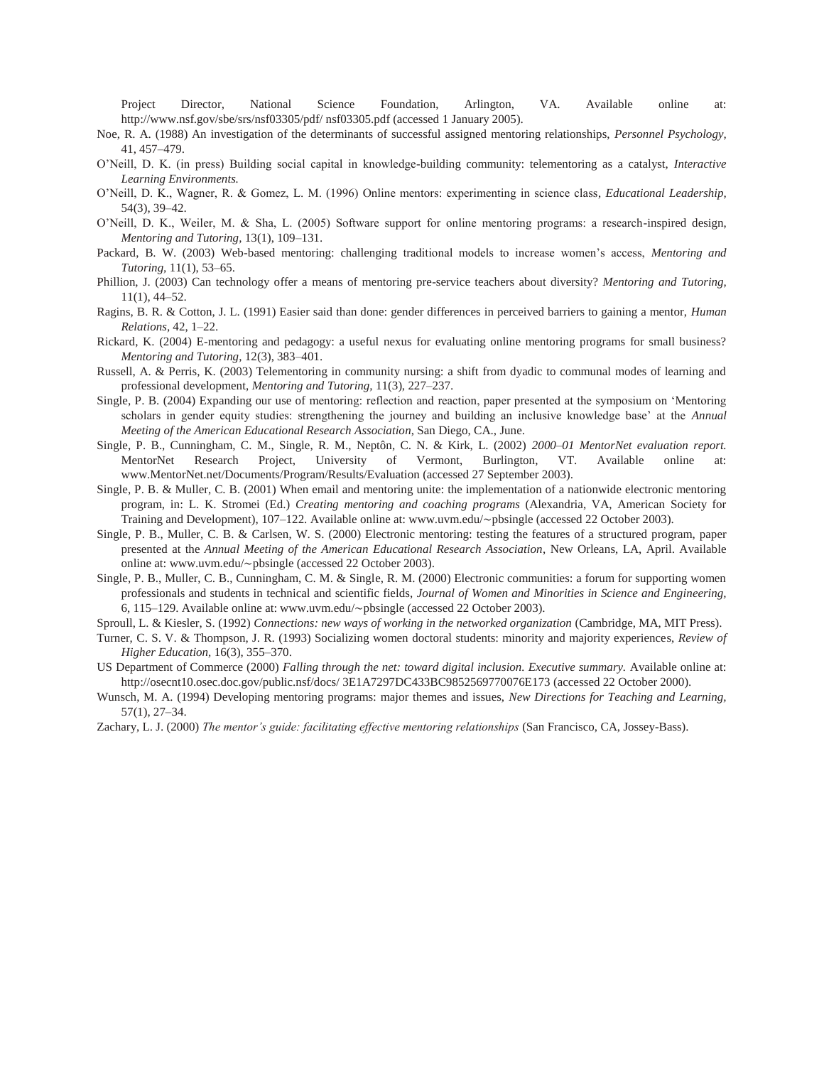Project Director, National Science Foundation, Arlington, VA. Available online at: http://www.nsf.gov/sbe/srs/nsf03305/pdf/ nsf03305.pdf (accessed 1 January 2005).

Noe, R. A. (1988) An investigation of the determinants of successful assigned mentoring relationships, *Personnel Psychology*, 41, 457–479.

O'Neill, D. K. (in press) Building social capital in knowledge-building community: telementoring as a catalyst, *Interactive Learning Environments.*

O'Neill, D. K., Wagner, R. & Gomez, L. M. (1996) Online mentors: experimenting in science class, *Educational Leadership*, 54(3), 39–42.

O'Neill, D. K., Weiler, M. & Sha, L. (2005) Software support for online mentoring programs: a research-inspired design, *Mentoring and Tutoring*, 13(1), 109–131.

Packard, B. W. (2003) Web-based mentoring: challenging traditional models to increase women's access, *Mentoring and Tutoring*, 11(1), 53–65.

Phillion, J. (2003) Can technology offer a means of mentoring pre-service teachers about diversity? *Mentoring and Tutoring*, 11(1), 44–52.

Ragins, B. R. & Cotton, J. L. (1991) Easier said than done: gender differences in perceived barriers to gaining a mentor, *Human Relations*, 42, 1–22.

Rickard, K. (2004) E-mentoring and pedagogy: a useful nexus for evaluating online mentoring programs for small business? *Mentoring and Tutoring*, 12(3), 383–401.

Russell, A. & Perris, K. (2003) Telementoring in community nursing: a shift from dyadic to communal modes of learning and professional development, *Mentoring and Tutoring*, 11(3), 227–237.

Single, P. B. (2004) Expanding our use of mentoring: reflection and reaction, paper presented at the symposium on 'Mentoring scholars in gender equity studies: strengthening the journey and building an inclusive knowledge base' at the *Annual Meeting of the American Educational Research Association*, San Diego, CA., June.

Single, P. B., Cunningham, C. M., Single, R. M., Neptôn, C. N. & Kirk, L. (2002) *2000–01 MentorNet evaluation report.* MentorNet Research Project, University of Vermont, Burlington, VT. Available online at: www.MentorNet.net/Documents/Program/Results/Evaluation (accessed 27 September 2003).

Single, P. B. & Muller, C. B. (2001) When email and mentoring unite: the implementation of a nationwide electronic mentoring program, in: L. K. Stromei (Ed.) *Creating mentoring and coaching programs* (Alexandria, VA, American Society for Training and Development), 107–122. Available online at: www.uvm.edu/~pbsingle (accessed 22 October 2003).

Single, P. B., Muller, C. B. & Carlsen, W. S. (2000) Electronic mentoring: testing the features of a structured program, paper presented at the *Annual Meeting of the American Educational Research Association*, New Orleans, LA, April. Available online at: www.uvm.edu/~pbsingle (accessed 22 October 2003).

Single, P. B., Muller, C. B., Cunningham, C. M. & Single, R. M. (2000) Electronic communities: a forum for supporting women professionals and students in technical and scientific fields, *Journal of Women and Minorities in Science and Engineering*, 6, 115–129. Available online at: www.uvm.edu/~pbsingle (accessed 22 October 2003).

Sproull, L. & Kiesler, S. (1992) *Connections: new ways of working in the networked organization* (Cambridge, MA, MIT Press).

Turner, C. S. V. & Thompson, J. R. (1993) Socializing women doctoral students: minority and majority experiences, *Review of Higher Education*, 16(3), 355–370.

US Department of Commerce (2000) *Falling through the net: toward digital inclusion. Executive summary.* Available online at: http://osecnt10.osec.doc.gov/public.nsf/docs/ 3E1A7297DC433BC9852569770076E173 (accessed 22 October 2000).

Wunsch, M. A. (1994) Developing mentoring programs: major themes and issues, *New Directions for Teaching and Learning*, 57(1), 27–34.

Zachary, L. J. (2000) *The mentor's guide: facilitating effective mentoring relationships* (San Francisco, CA, Jossey-Bass).